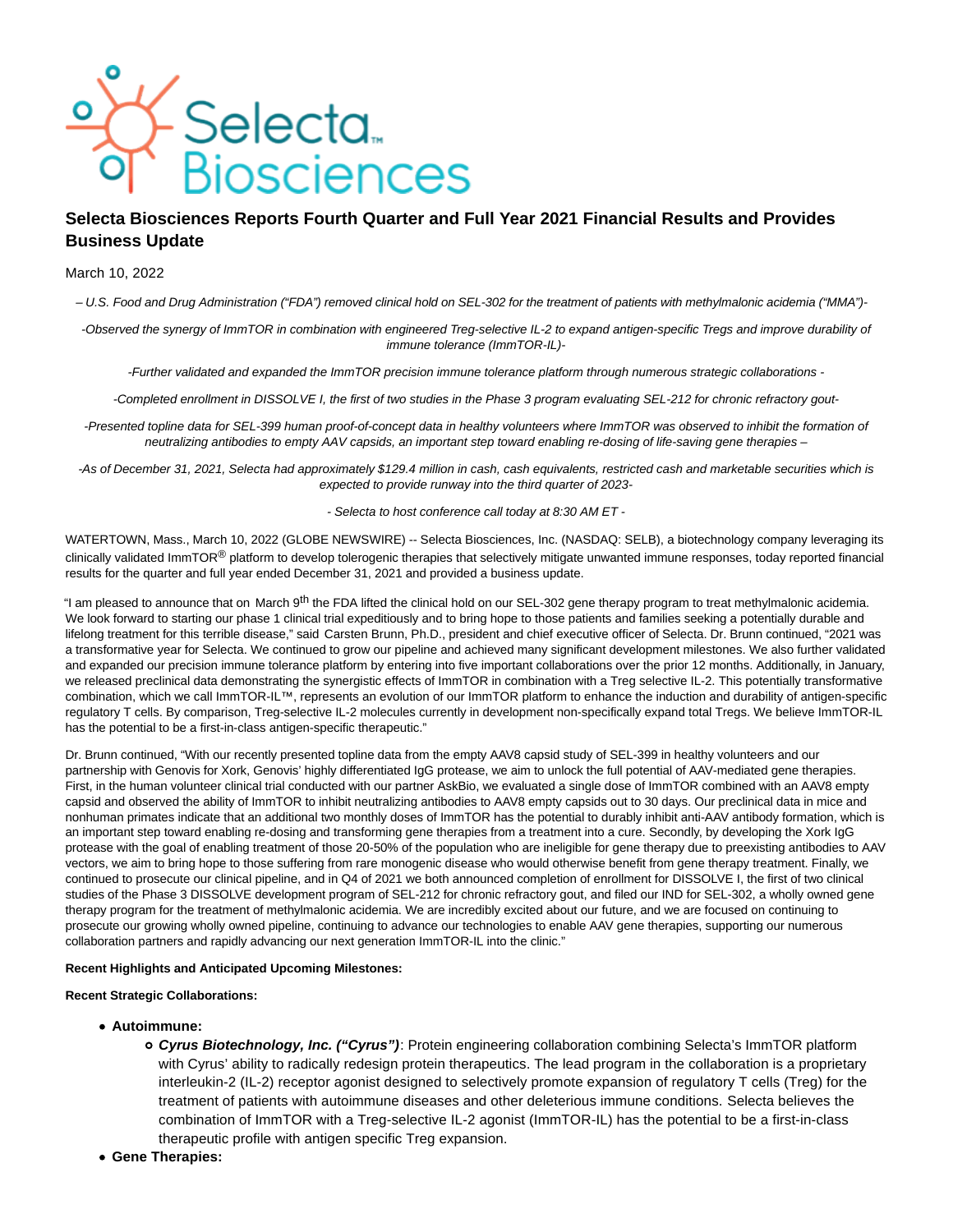# Selecta Biosciences Reports Fourth Quarter and Full Year 2021 Financial Results and Provides Business Update

March 10, 2022

*– U.S. Food and Drug Administration ("FDA") removed clinical hold on SEL-302 for the treatment of patients with methylmalonic acidemia ("MMA")-*

*-Observed the synergy of ImmTOR in combination with engineered Treg-selective IL-2 to expand antigen-specific Tregs and improve durability of immune tolerance (ImmTOR-IL)-*

*-Further validated and expanded the ImmTOR precision immune tolerance platform through numerous strategic collaborations -*

*-Completed enrollment in DISSOLVE I, the first of two studies in the Phase 3 program evaluating SEL-212 for chronic refractory gout-*

*-Presented topline data for SEL-399 human proof-of-concept data in healthy volunteers where ImmTOR was observed to inhibit the formation of neutralizing antibodies to empty AAV capsids, an important step toward enabling re-dosing of life-saving gene therapies –*

*-As of December 31, 2021, Selecta had approximately $129.4 million in cash, cash equivalents, restricted cash and marketable securities which is expected to provide runway into the third quarter of 2023-*

*- Selecta to host conference call today at 8:30 AM ET -*

WATERTOWN, Mass., March 10, 2022 (GLOBE NEWSWIRE) -- Selecta Biosciences, Inc. (NASDAQ: SELB), a biotechnology company leveraging its clinically validated ImmTOR® platform to develop tolerogenic therapies that selectively mitigate unwanted immune responses, today reported financial results for the quarter and full year ended December 31, 2021 and provided a business update.

"I am pleased to announce that on March 9th the FDA lifted the clinical hold on our SEL-302 gene therapy program to treat methylmalonic acidemia. We look forward to starting our phase 1 clinical trial expeditiously and to bring hope to those patients and families seeking a potentially durable and lifelong treatment for this terrible disease," said Carsten Brunn, Ph.D., president and chief executive officer of Selecta. Dr. Brunn continued, "2021 was a transformative year for Selecta. We continued to grow our pipeline and achieved many significant development milestones. We also further validated and expanded our precision immune tolerance platform by entering into five important collaborations over the prior 12 months. Additionally, in January, we released preclinical data demonstrating the synergistic effects of ImmTOR in combination with a Treg selective IL-2. This potentially transformative combination, which we call ImmTOR-IL™, represents an evolution of our ImmTOR platform to enhance the induction and durability of antigen-specific regulatory T cells. By comparison, Treg-selective IL-2 molecules currently in development non-specifically expand total Tregs. We believe ImmTOR-IL has the potential to be a first-in-class antigen-specific therapeutic."

Dr. Brunn continued, "With our recently presented topline data from the empty AAV8 capsid study of SEL-399 in healthy volunteers and our partnership with Genovis for Xork, Genovis' highly differentiated IgG protease, we aim to unlock the full potential of AAV-mediated gene therapies. First, in the human volunteer clinical trial conducted with our partner AskBio, we evaluated a single dose of ImmTOR combined with an AAV8 empty capsid and observed the ability of ImmTOR to inhibit neutralizing antibodies to AAV8 empty capsids out to 30 days. Our preclinical data in mice and nonhuman primates indicate that an additional two monthly doses of ImmTOR has the potential to durably inhibit anti-AAV antibody formation, which is an important step toward enabling re-dosing and transforming gene therapies from a treatment into a cure. Secondly, by developing the Xork IgG protease with the goal of enabling treatment of those 20-50% of the population who are ineligible for gene therapy due to preexisting antibodies to AAV vectors, we aim to bring hope to those suffering from rare monogenic disease who would otherwise benefit from gene therapy treatment. Finally, we continued to prosecute our clinical pipeline, and in Q4 of 2021 we both announced completion of enrollment for DISSOLVE I, the first of two clinical studies of the Phase 3 DISSOLVE development program of SEL-212 for chronic refractory gout, and filed our IND for SEL-302, a wholly owned gene therapy program for the treatment of methylmalonic acidemia. We are incredibly excited about our future, and we are focused on continuing to prosecute our growing wholly owned pipeline, continuing to advance our technologies to enable AAV gene therapies, supporting our numerous collaboration partners and rapidly advancing our next generation ImmTOR-IL into the clinic."

**Recent Highlights and Anticipated Upcoming Milestones:**

**Recent Strategic Collaborations:**

- **Autoimmune:**
  - ***Cyrus Biotechnology, Inc. ("Cyrus")***: Protein engineering collaboration combining Selecta's ImmTOR platform with Cyrus' ability to radically redesign protein therapeutics. The lead program in the collaboration is a proprietary interleukin-2 (IL-2) receptor agonist designed to selectively promote expansion of regulatory T cells (Treg) for the treatment of patients with autoimmune diseases and other deleterious immune conditions. Selecta believes the combination of ImmTOR with a Treg-selective IL-2 agonist (ImmTOR-IL) has the potential to be a first-in-class therapeutic profile with antigen specific Treg expansion.
- **Gene Therapies:**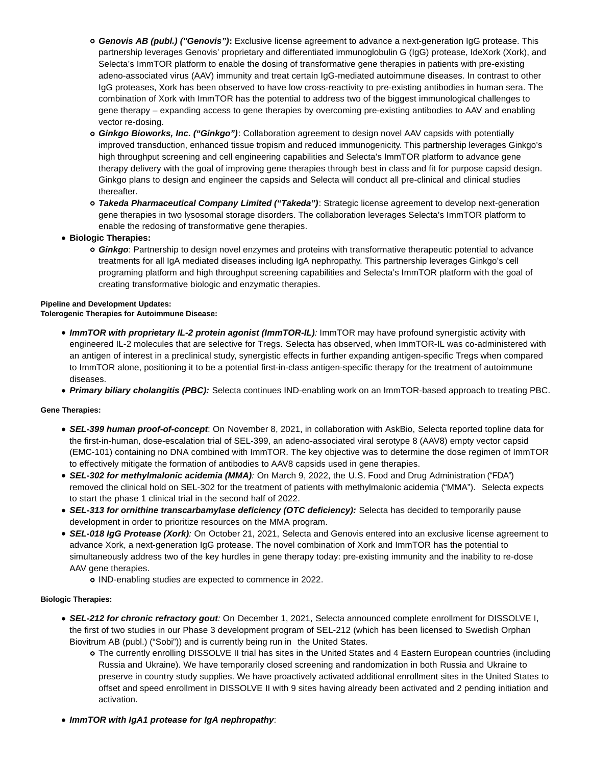- ***Genovis AB (publ.) ("Genovis")*:** Exclusive license agreement to advance a next-generation IgG protease. This partnership leverages Genovis' proprietary and differentiated immunoglobulin G (IgG) protease, IdeXork (Xork), and Selecta's ImmTOR platform to enable the dosing of transformative gene therapies in patients with pre-existing adeno-associated virus (AAV) immunity and treat certain IgG-mediated autoimmune diseases. In contrast to other IgG proteases, Xork has been observed to have low cross-reactivity to pre-existing antibodies in human sera. The combination of Xork with ImmTOR has the potential to address two of the biggest immunological challenges to gene therapy – expanding access to gene therapies by overcoming pre-existing antibodies to AAV and enabling vector re-dosing.
   - ***Ginkgo Bioworks, Inc. ("Ginkgo")***: Collaboration agreement to design novel AAV capsids with potentially improved transduction, enhanced tissue tropism and reduced immunogenicity. This partnership leverages Ginkgo's high throughput screening and cell engineering capabilities and Selecta's ImmTOR platform to advance gene therapy delivery with the goal of improving gene therapies through best in class and fit for purpose capsid design. Ginkgo plans to design and engineer the capsids and Selecta will conduct all pre-clinical and clinical studies thereafter.
   - ***Takeda Pharmaceutical Company Limited ("Takeda")***: Strategic license agreement to develop next-generation gene therapies in two lysosomal storage disorders. The collaboration leverages Selecta's ImmTOR platform to enable the redosing of transformative gene therapies.
- **Biologic Therapies:**
   - ***Ginkgo***: Partnership to design novel enzymes and proteins with transformative therapeutic potential to advance treatments for all IgA mediated diseases including IgA nephropathy. This partnership leverages Ginkgo's cell programing platform and high throughput screening capabilities and Selecta's ImmTOR platform with the goal of creating transformative biologic and enzymatic therapies.

**Pipeline and Development Updates:**
**Tolerogenic Therapies for Autoimmune Disease:**

- ***ImmTOR with proprietary IL-2 protein agonist (ImmTOR-IL)***: ImmTOR may have profound synergistic activity with engineered IL-2 molecules that are selective for Tregs. Selecta has observed, when ImmTOR-IL was co-administered with an antigen of interest in a preclinical study, synergistic effects in further expanding antigen-specific Tregs when compared to ImmTOR alone, positioning it to be a potential first-in-class antigen-specific therapy for the treatment of autoimmune diseases.
- ***Primary biliary cholangitis (PBC):*** Selecta continues IND-enabling work on an ImmTOR-based approach to treating PBC.

**Gene Therapies:**

- ***SEL-399 human proof-of-concept***: On November 8, 2021, in collaboration with AskBio, Selecta reported topline data for the first-in-human, dose-escalation trial of SEL-399, an adeno-associated viral serotype 8 (AAV8) empty vector capsid (EMC-101) containing no DNA combined with ImmTOR. The key objective was to determine the dose regimen of ImmTOR to effectively mitigate the formation of antibodies to AAV8 capsids used in gene therapies.
- ***SEL-302 for methylmalonic acidemia (MMA)***: On March 9, 2022, the U.S. Food and Drug Administration ("FDA") removed the clinical hold on SEL-302 for the treatment of patients with methylmalonic acidemia ("MMA"). Selecta expects to start the phase 1 clinical trial in the second half of 2022.
- ***SEL-313 for ornithine transcarbamylase deficiency (OTC deficiency):*** Selecta has decided to temporarily pause development in order to prioritize resources on the MMA program.
- ***SEL-018 IgG Protease (Xork)***: On October 21, 2021, Selecta and Genovis entered into an exclusive license agreement to advance Xork, a next-generation IgG protease. The novel combination of Xork and ImmTOR has the potential to simultaneously address two of the key hurdles in gene therapy today: pre-existing immunity and the inability to re-dose AAV gene therapies.
   - IND-enabling studies are expected to commence in 2022.

**Biologic Therapies:**

- ***SEL-212 for chronic refractory gout***: On December 1, 2021, Selecta announced complete enrollment for DISSOLVE I, the first of two studies in our Phase 3 development program of SEL-212 (which has been licensed to Swedish Orphan Biovitrum AB (publ.) ("Sobi")) and is currently being run in the United States.
   - The currently enrolling DISSOLVE II trial has sites in the United States and 4 Eastern European countries (including Russia and Ukraine). We have temporarily closed screening and randomization in both Russia and Ukraine to preserve in country study supplies. We have proactively activated additional enrollment sites in the United States to offset and speed enrollment in DISSOLVE II with 9 sites having already been activated and 2 pending initiation and activation.
- ***ImmTOR with IgA1 protease for IgA nephropathy***: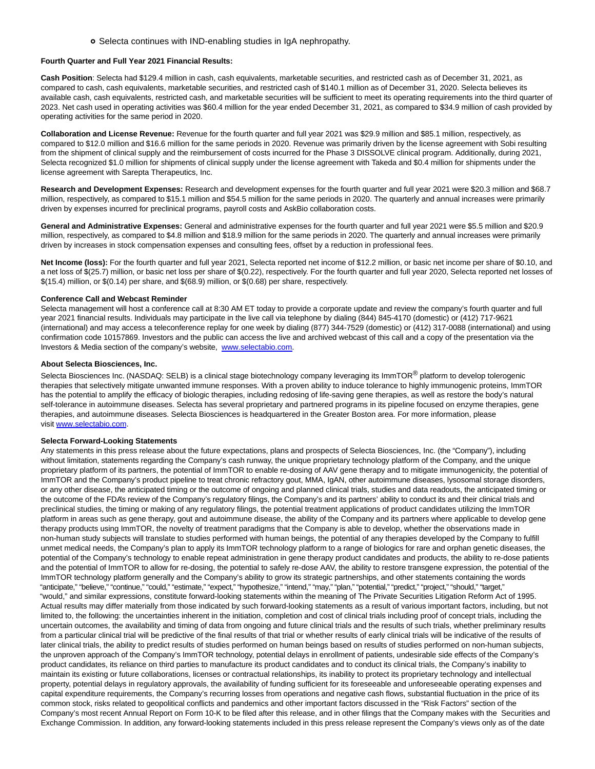- Selecta continues with IND-enabling studies in IgA nephropathy.

**Fourth Quarter and Full Year 2021 Financial Results:**

**Cash Position**: Selecta had $129.4 million in cash, cash equivalents, marketable securities, and restricted cash as of December 31, 2021, as compared to cash, cash equivalents, marketable securities, and restricted cash of $140.1 million as of December 31, 2020. Selecta believes its available cash, cash equivalents, restricted cash, and marketable securities will be sufficient to meet its operating requirements into the third quarter of 2023. Net cash used in operating activities was $60.4 million for the year ended December 31, 2021, as compared to $34.9 million of cash provided by operating activities for the same period in 2020.

**Collaboration and License Revenue:** Revenue for the fourth quarter and full year 2021 was $29.9 million and $85.1 million, respectively, as compared to $12.0 million and $16.6 million for the same periods in 2020. Revenue was primarily driven by the license agreement with Sobi resulting from the shipment of clinical supply and the reimbursement of costs incurred for the Phase 3 DISSOLVE clinical program. Additionally, during 2021, Selecta recognized $1.0 million for shipments of clinical supply under the license agreement with Takeda and $0.4 million for shipments under the license agreement with Sarepta Therapeutics, Inc.

**Research and Development Expenses:** Research and development expenses for the fourth quarter and full year 2021 were $20.3 million and $68.7 million, respectively, as compared to $15.1 million and $54.5 million for the same periods in 2020. The quarterly and annual increases were primarily driven by expenses incurred for preclinical programs, payroll costs and AskBio collaboration costs.

**General and Administrative Expenses:** General and administrative expenses for the fourth quarter and full year 2021 were $5.5 million and $20.9 million, respectively, as compared to $4.8 million and $18.9 million for the same periods in 2020. The quarterly and annual increases were primarily driven by increases in stock compensation expenses and consulting fees, offset by a reduction in professional fees.

**Net Income (loss):** For the fourth quarter and full year 2021, Selecta reported net income of $12.2 million, or basic net income per share of $0.10, and a net loss of $(25.7) million, or basic net loss per share of $(0.22), respectively. For the fourth quarter and full year 2020, Selecta reported net losses of $(15.4) million, or $(0.14) per share, and $(68.9) million, or $(0.68) per share, respectively.

**Conference Call and Webcast Reminder**

Selecta management will host a conference call at 8:30 AM ET today to provide a corporate update and review the company's fourth quarter and full year 2021 financial results. Individuals may participate in the live call via telephone by dialing (844) 845-4170 (domestic) or (412) 717-9621 (international) and may access a teleconference replay for one week by dialing (877) 344-7529 (domestic) or (412) 317-0088 (international) and using confirmation code 10157869. Investors and the public can access the live and archived webcast of this call and a copy of the presentation via the Investors & Media section of the company's website, www.selectabio.com.

**About Selecta Biosciences, Inc.**

Selecta Biosciences Inc. (NASDAQ: SELB) is a clinical stage biotechnology company leveraging its ImmTOR® platform to develop tolerogenic therapies that selectively mitigate unwanted immune responses. With a proven ability to induce tolerance to highly immunogenic proteins, ImmTOR has the potential to amplify the efficacy of biologic therapies, including redosing of life-saving gene therapies, as well as restore the body's natural self-tolerance in autoimmune diseases. Selecta has several proprietary and partnered programs in its pipeline focused on enzyme therapies, gene therapies, and autoimmune diseases. Selecta Biosciences is headquartered in the Greater Boston area. For more information, please visit www.selectabio.com.

**Selecta Forward-Looking Statements**

Any statements in this press release about the future expectations, plans and prospects of Selecta Biosciences, Inc. (the "Company"), including without limitation, statements regarding the Company's cash runway, the unique proprietary technology platform of the Company, and the unique proprietary platform of its partners, the potential of ImmTOR to enable re-dosing of AAV gene therapy and to mitigate immunogenicity, the potential of ImmTOR and the Company's product pipeline to treat chronic refractory gout, MMA, IgAN, other autoimmune diseases, lysosomal storage disorders, or any other disease, the anticipated timing or the outcome of ongoing and planned clinical trials, studies and data readouts, the anticipated timing or the outcome of the FDA's review of the Company's regulatory filings, the Company's and its partners' ability to conduct its and their clinical trials and preclinical studies, the timing or making of any regulatory filings, the potential treatment applications of product candidates utilizing the ImmTOR platform in areas such as gene therapy, gout and autoimmune disease, the ability of the Company and its partners where applicable to develop gene therapy products using ImmTOR, the novelty of treatment paradigms that the Company is able to develop, whether the observations made in non-human study subjects will translate to studies performed with human beings, the potential of any therapies developed by the Company to fulfill unmet medical needs, the Company's plan to apply its ImmTOR technology platform to a range of biologics for rare and orphan genetic diseases, the potential of the Company's technology to enable repeat administration in gene therapy product candidates and products, the ability to re-dose patients and the potential of ImmTOR to allow for re-dosing, the potential to safely re-dose AAV, the ability to restore transgene expression, the potential of the ImmTOR technology platform generally and the Company's ability to grow its strategic partnerships, and other statements containing the words "anticipate," "believe," "continue," "could," "estimate," "expect," "hypothesize," "intend," "may," "plan," "potential," "predict," "project," "should," "target," "would," and similar expressions, constitute forward-looking statements within the meaning of The Private Securities Litigation Reform Act of 1995. Actual results may differ materially from those indicated by such forward-looking statements as a result of various important factors, including, but not limited to, the following: the uncertainties inherent in the initiation, completion and cost of clinical trials including proof of concept trials, including the uncertain outcomes, the availability and timing of data from ongoing and future clinical trials and the results of such trials, whether preliminary results from a particular clinical trial will be predictive of the final results of that trial or whether results of early clinical trials will be indicative of the results of later clinical trials, the ability to predict results of studies performed on human beings based on results of studies performed on non-human subjects, the unproven approach of the Company's ImmTOR technology, potential delays in enrollment of patients, undesirable side effects of the Company's product candidates, its reliance on third parties to manufacture its product candidates and to conduct its clinical trials, the Company's inability to maintain its existing or future collaborations, licenses or contractual relationships, its inability to protect its proprietary technology and intellectual property, potential delays in regulatory approvals, the availability of funding sufficient for its foreseeable and unforeseeable operating expenses and capital expenditure requirements, the Company's recurring losses from operations and negative cash flows, substantial fluctuation in the price of its common stock, risks related to geopolitical conflicts and pandemics and other important factors discussed in the "Risk Factors" section of the Company's most recent Annual Report on Form 10-K to be filed after this release, and in other filings that the Company makes with the Securities and Exchange Commission. In addition, any forward-looking statements included in this press release represent the Company's views only as of the date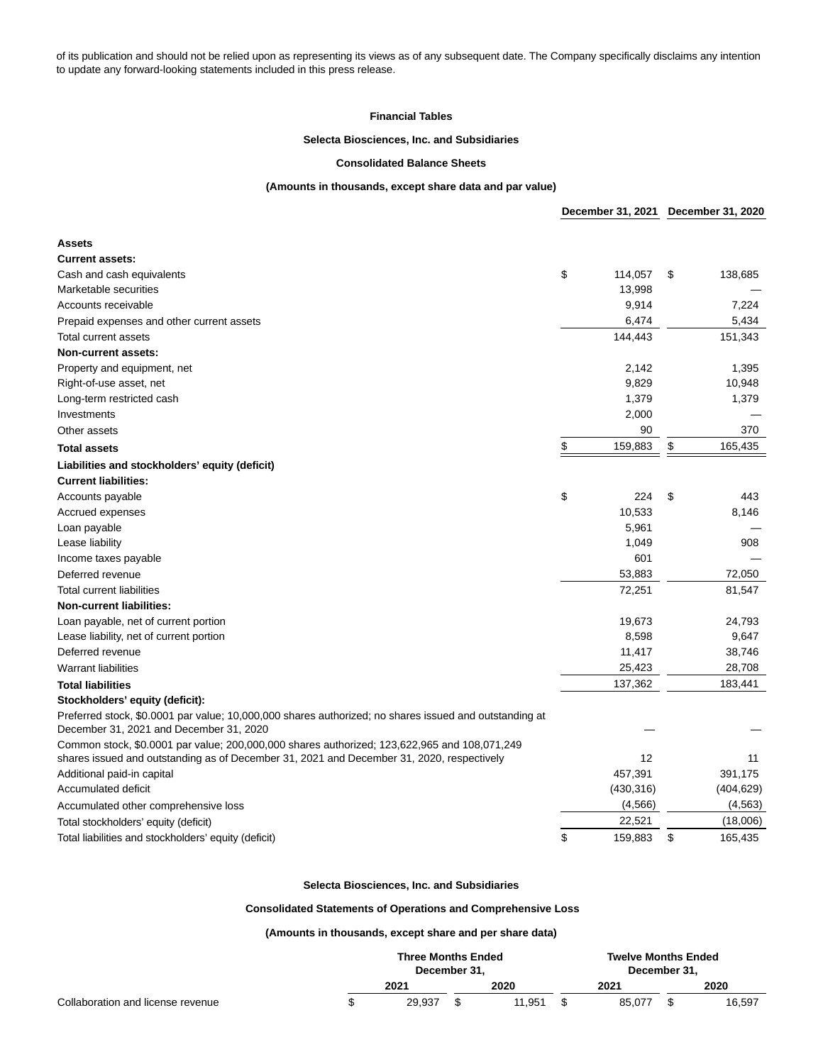of its publication and should not be relied upon as representing its views as of any subsequent date. The Company specifically disclaims any intention to update any forward-looking statements included in this press release.

**Financial Tables**

**Selecta Biosciences, Inc. and Subsidiaries**

**Consolidated Balance Sheets**

**(Amounts in thousands, except share data and par value)**

| | December 31, 2021 | December 31, 2020 |
|---|---|---|
| **Assets** | | |
| **Current assets:** | | |
| Cash and cash equivalents | $ 114,057 | $ 138,685 |
| Marketable securities | 13,998 | — |
| Accounts receivable | 9,914 | 7,224 |
| Prepaid expenses and other current assets | 6,474 | 5,434 |
| Total current assets | 144,443 | 151,343 |
| **Non-current assets:** | | |
| Property and equipment, net | 2,142 | 1,395 |
| Right-of-use asset, net | 9,829 | 10,948 |
| Long-term restricted cash | 1,379 | 1,379 |
| Investments | 2,000 | — |
| Other assets | 90 | 370 |
| **Total assets** | $ 159,883 | $ 165,435 |
| **Liabilities and stockholders' equity (deficit)** | | |
| **Current liabilities:** | | |
| Accounts payable | $ 224 | $ 443 |
| Accrued expenses | 10,533 | 8,146 |
| Loan payable | 5,961 | — |
| Lease liability | 1,049 | 908 |
| Income taxes payable | 601 | — |
| Deferred revenue | 53,883 | 72,050 |
| Total current liabilities | 72,251 | 81,547 |
| **Non-current liabilities:** | | |
| Loan payable, net of current portion | 19,673 | 24,793 |
| Lease liability, net of current portion | 8,598 | 9,647 |
| Deferred revenue | 11,417 | 38,746 |
| Warrant liabilities | 25,423 | 28,708 |
| **Total liabilities** | 137,362 | 183,441 |
| **Stockholders' equity (deficit):** | | |
| Preferred stock, $0.0001 par value; 10,000,000 shares authorized; no shares issued and outstanding at December 31, 2021 and December 31, 2020 | — | — |
| Common stock, $0.0001 par value; 200,000,000 shares authorized; 123,622,965 and 108,071,249 shares issued and outstanding as of December 31, 2021 and December 31, 2020, respectively | 12 | 11 |
| Additional paid-in capital | 457,391 | 391,175 |
| Accumulated deficit | (430,316) | (404,629) |
| Accumulated other comprehensive loss | (4,566) | (4,563) |
| Total stockholders' equity (deficit) | 22,521 | (18,006) |
| Total liabilities and stockholders' equity (deficit) | $ 159,883 | $ 165,435 |

**Selecta Biosciences, Inc. and Subsidiaries**

**Consolidated Statements of Operations and Comprehensive Loss**

**(Amounts in thousands, except share and per share data)**

| | Three Months Ended December 31, | | Twelve Months Ended December 31, | |
|---|---|---|---|---|
| | 2021 | 2020 | 2021 | 2020 |
| Collaboration and license revenue | $ 29,937 | $ 11,951 | $ 85,077 | $ 16,597 |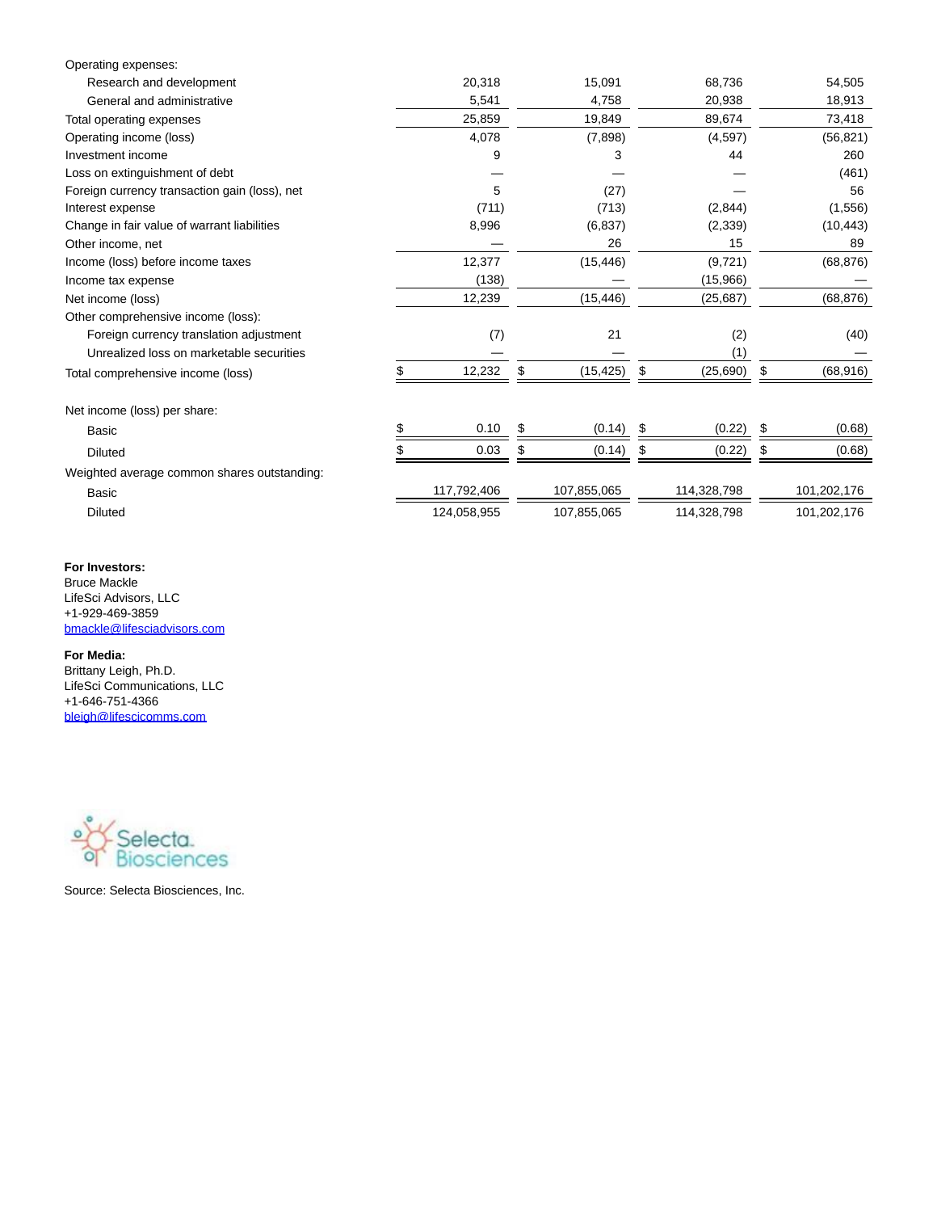| | | | | |
|---|---|---|---|---|
| Operating expenses: | | | | |
| Research and development | 20,318 | 15,091 | 68,736 | 54,505 |
| General and administrative | 5,541 | 4,758 | 20,938 | 18,913 |
| Total operating expenses | 25,859 | 19,849 | 89,674 | 73,418 |
| Operating income (loss) | 4,078 | (7,898) | (4,597) | (56,821) |
| Investment income | 9 | 3 | 44 | 260 |
| Loss on extinguishment of debt | — | — | — | (461) |
| Foreign currency transaction gain (loss), net | 5 | (27) | — | 56 |
| Interest expense | (711) | (713) | (2,844) | (1,556) |
| Change in fair value of warrant liabilities | 8,996 | (6,837) | (2,339) | (10,443) |
| Other income, net | — | 26 | 15 | 89 |
| Income (loss) before income taxes | 12,377 | (15,446) | (9,721) | (68,876) |
| Income tax expense | (138) | — | (15,966) | — |
| Net income (loss) | 12,239 | (15,446) | (25,687) | (68,876) |
| Other comprehensive income (loss): | | | | |
| Foreign currency translation adjustment | (7) | 21 | (2) | (40) |
| Unrealized loss on marketable securities | — | — | (1) | — |
| Total comprehensive income (loss) | $ 12,232 | $ (15,425) | $ (25,690) | $ (68,916) |
| Net income (loss) per share: | | | | |
| Basic | $ 0.10 | $ (0.14) | $ (0.22) | $ (0.68) |
| Diluted | $ 0.03 | $ (0.14) | $ (0.22) | $ (0.68) |
| Weighted average common shares outstanding: | | | | |
| Basic | 117,792,406 | 107,855,065 | 114,328,798 | 101,202,176 |
| Diluted | 124,058,955 | 107,855,065 | 114,328,798 | 101,202,176 |

**For Investors:**
Bruce Mackle
LifeSci Advisors, LLC
+1-929-469-3859
bmackle@lifesciadvisors.com

**For Media:**
Brittany Leigh, Ph.D.
LifeSci Communications, LLC
+1-646-751-4366
bleigh@lifescicomms.com

Selecta Biosciences

Source: Selecta Biosciences, Inc.